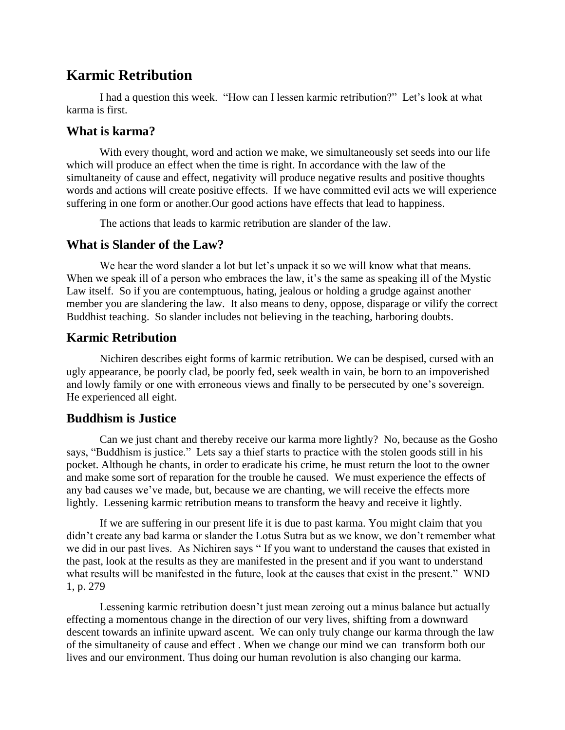# Karmic Retribution

I had a question this week. "How can I lessen karmic retribution?" Let's look at what karma is first.

## What is karma?

With every thought, word and action we make, we simultaneously set seeds into our life which will produce an effect when the time is right. In accordance with the law of the simultaneity of cause and effect, negativity will produce negative results and positive thoughts words and actions will create positive effects. If we have committed evil acts we will experience suffering in one form or another.Our good actions have effects that lead to happiness.

The actions that leads to karmic retribution are slander of the law.

## What is Slander of the Law?

We hear the word slander a lot but let's unpack it so we will know what that means. When we speak ill of a person who embraces the law, it's the same as speaking ill of the Mystic Law itself. So if you are contemptuous, hating, jealous or holding a grudge against another member you are slandering the law. It also means to deny, oppose, disparage or vilify the correct Buddhist teaching. So slander includes not believing in the teaching, harboring doubts.

## Karmic Retribution

Nichiren describes eight forms of karmic retribution. We can be despised, cursed with an ugly appearance, be poorly clad, be poorly fed, seek wealth in vain, be born to an impoverished and lowly family or one with erroneous views and finally to be persecuted by one's sovereign. He experienced all eight.

## Buddhism is Justice

Can we just chant and thereby receive our karma more lightly? No, because as the Gosho says, "Buddhism is justice." Lets say a thief starts to practice with the stolen goods still in his pocket. Although he chants, in order to eradicate his crime, he must return the loot to the owner and make some sort of reparation for the trouble he caused. We must experience the effects of any bad causes we've made, but, because we are chanting, we will receive the effects more lightly. Lessening karmic retribution means to transform the heavy and receive it lightly.

If we are suffering in our present life it is due to past karma. You might claim that you didn't create any bad karma or slander the Lotus Sutra but as we know, we don't remember what we did in our past lives. As Nichiren says " If you want to understand the causes that existed in the past, look at the results as they are manifested in the present and if you want to understand what results will be manifested in the future, look at the causes that exist in the present." WND 1, p. 279

Lessening karmic retribution doesn't just mean zeroing out a minus balance but actually effecting a momentous change in the direction of our very lives, shifting from a downward descent towards an infinite upward ascent. We can only truly change our karma through the law of the simultaneity of cause and effect . When we change our mind we can transform both our lives and our environment. Thus doing our human revolution is also changing our karma.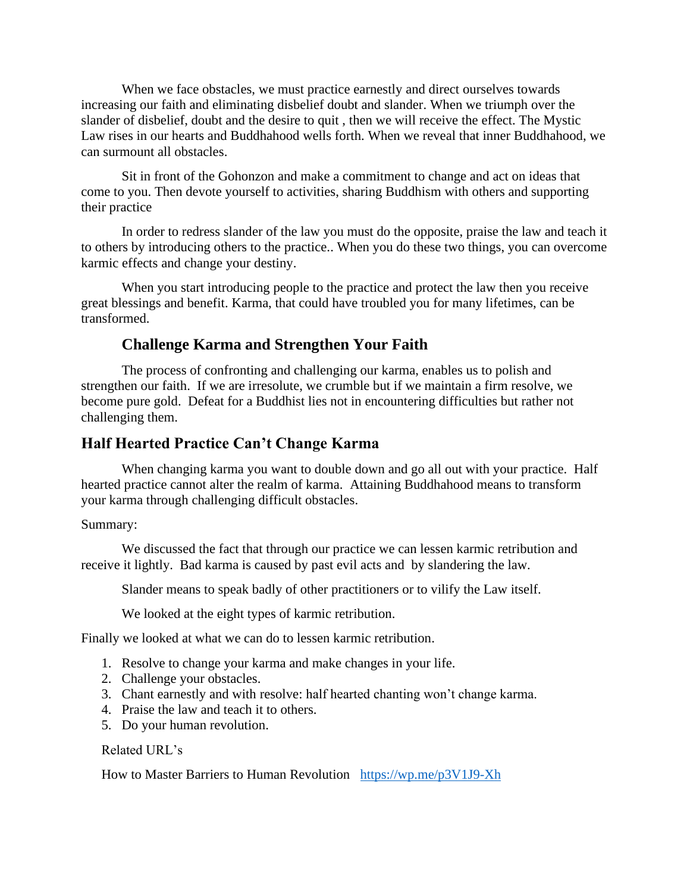When we face obstacles, we must practice earnestly and direct ourselves towards increasing our faith and eliminating disbelief doubt and slander. When we triumph over the slander of disbelief, doubt and the desire to quit , then we will receive the effect. The Mystic Law rises in our hearts and Buddhahood wells forth. When we reveal that inner Buddhahood, we can surmount all obstacles.

Sit in front of the Gohonzon and make a commitment to change and act on ideas that come to you. Then devote yourself to activities, sharing Buddhism with others and supporting their practice

In order to redress slander of the law you must do the opposite, praise the law and teach it to others by introducing others to the practice.. When you do these two things, you can overcome karmic effects and change your destiny.

When you start introducing people to the practice and protect the law then you receive great blessings and benefit. Karma, that could have troubled you for many lifetimes, can be transformed.

### Challenge Karma and Strengthen Your Faith

The process of confronting and challenging our karma, enables us to polish and strengthen our faith. If we are irresolute, we crumble but if we maintain a firm resolve, we become pure gold. Defeat for a Buddhist lies not in encountering difficulties but rather not challenging them.

## Half Hearted Practice Can't Change Karma

When changing karma you want to double down and go all out with your practice. Half hearted practice cannot alter the realm of karma. Attaining Buddhahood means to transform your karma through challenging difficult obstacles.

Summary:

We discussed the fact that through our practice we can lessen karmic retribution and receive it lightly. Bad karma is caused by past evil acts and by slandering the law.

Slander means to speak badly of other practitioners or to vilify the Law itself.

We looked at the eight types of karmic retribution.

Finally we looked at what we can do to lessen karmic retribution.

1. Resolve to change your karma and make changes in your life.
2. Challenge your obstacles.
3. Chant earnestly and with resolve: half hearted chanting won't change karma.
4. Praise the law and teach it to others.
5. Do your human revolution.

Related URL's

How to Master Barriers to Human Revolution https://wp.me/p3V1J9-Xh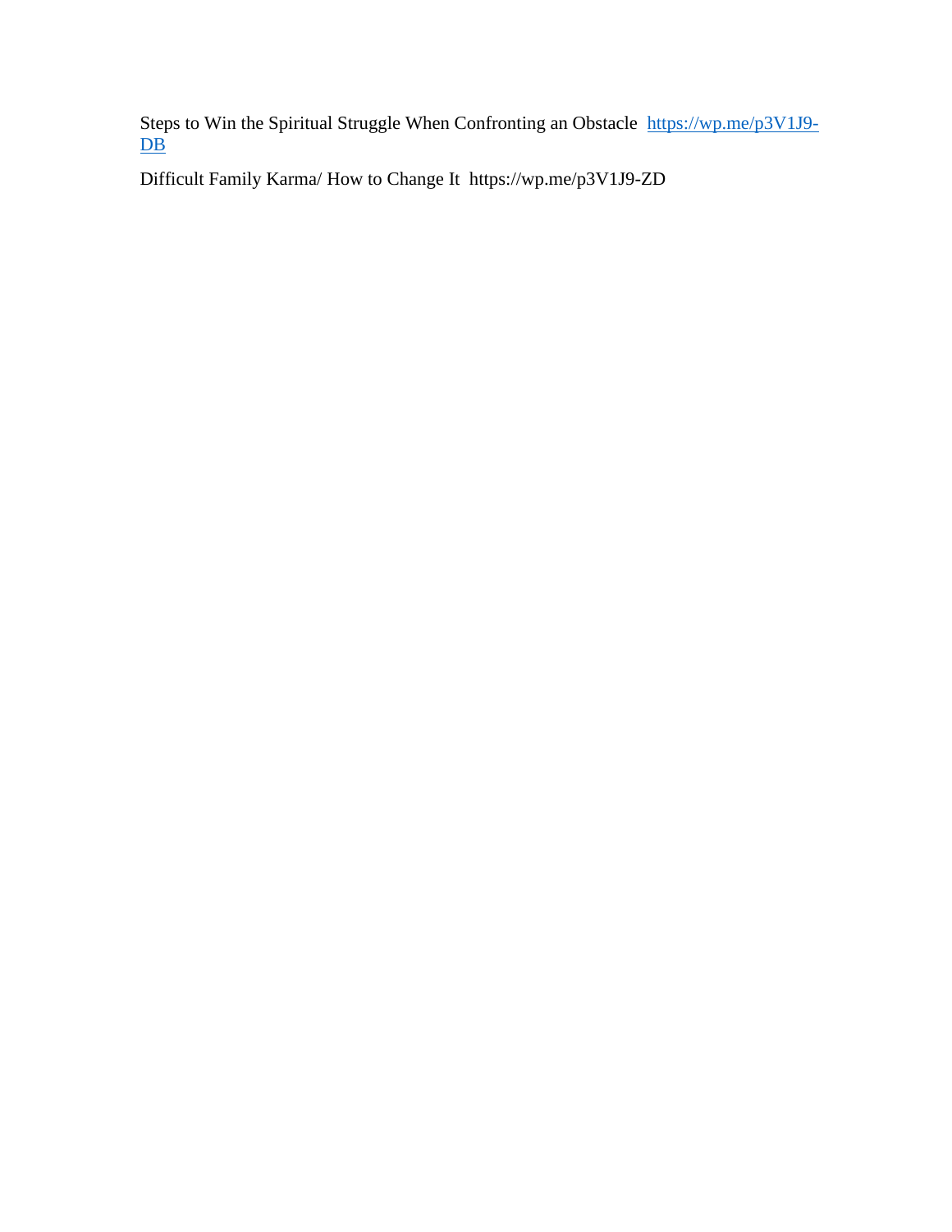Steps to Win the Spiritual Struggle When Confronting an Obstacle [https://wp.me/p3V1J9-DB](https://wp.me/p3V1J9-DB)

Difficult Family Karma/ How to Change It https://wp.me/p3V1J9-ZD